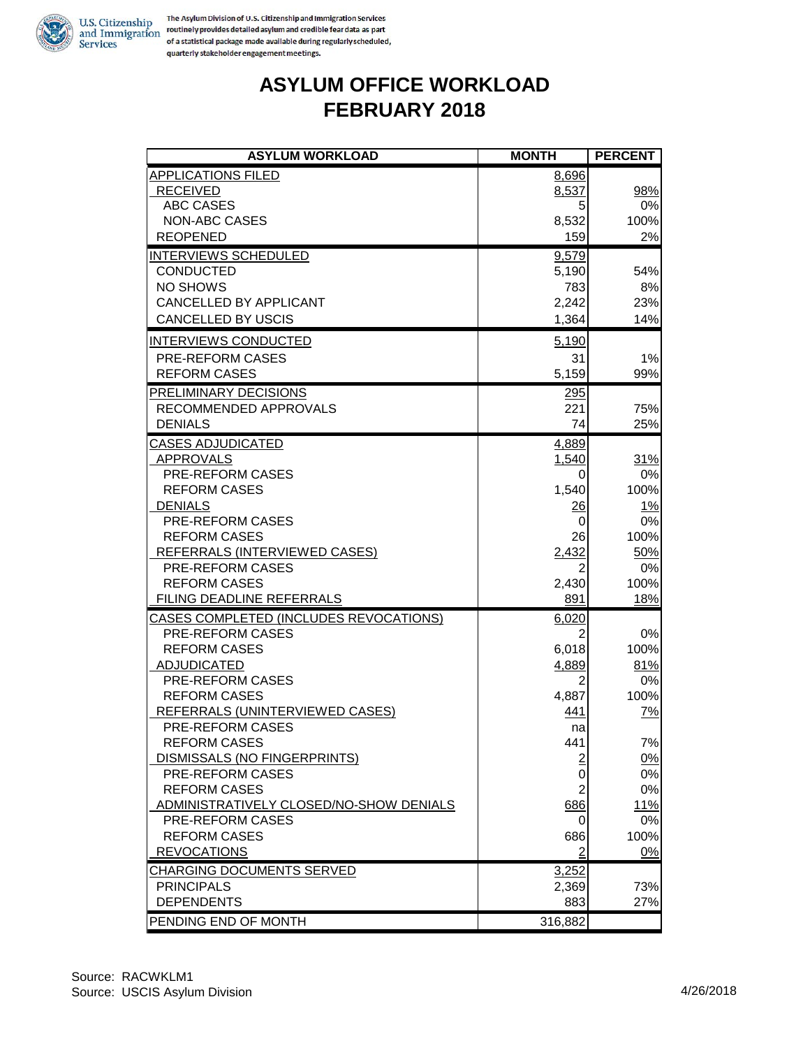U.S. Citizenship and Immigration Services

The Asylum Division of U.S. Citizenship and Immigration Services routinely provides detailed asylum and credible fear data as part of a statistical package made available during regularly scheduled, quarterly stakeholder engagement meetings.

# ASYLUM OFFICE WORKLOAD
# FEBRUARY 2018

| ASYLUM WORKLOAD | MONTH | PERCENT |
|---|---|---|
| APPLICATIONS FILED | 8,696 | |
| RECEIVED | 8,537 | 98% |
| ABC CASES | 5 | 0% |
| NON-ABC CASES | 8,532 | 100% |
| REOPENED | 159 | 2% |
| INTERVIEWS SCHEDULED | 9,579 | |
| CONDUCTED | 5,190 | 54% |
| NO SHOWS | 783 | 8% |
| CANCELLED BY APPLICANT | 2,242 | 23% |
| CANCELLED BY USCIS | 1,364 | 14% |
| INTERVIEWS CONDUCTED | 5,190 | |
| PRE-REFORM CASES | 31 | 1% |
| REFORM CASES | 5,159 | 99% |
| PRELIMINARY DECISIONS | 295 | |
| RECOMMENDED APPROVALS | 221 | 75% |
| DENIALS | 74 | 25% |
| CASES ADJUDICATED | 4,889 | |
| APPROVALS | 1,540 | 31% |
| PRE-REFORM CASES | 0 | 0% |
| REFORM CASES | 1,540 | 100% |
| DENIALS | 26 | 1% |
| PRE-REFORM CASES | 0 | 0% |
| REFORM CASES | 26 | 100% |
| REFERRALS (INTERVIEWED CASES) | 2,432 | 50% |
| PRE-REFORM CASES | 2 | 0% |
| REFORM CASES | 2,430 | 100% |
| FILING DEADLINE REFERRALS | 891 | 18% |
| CASES COMPLETED (INCLUDES REVOCATIONS) | 6,020 | |
| PRE-REFORM CASES | 2 | 0% |
| REFORM CASES | 6,018 | 100% |
| ADJUDICATED | 4,889 | 81% |
| PRE-REFORM CASES | 2 | 0% |
| REFORM CASES | 4,887 | 100% |
| REFERRALS (UNINTERVIEWED CASES) | 441 | 7% |
| PRE-REFORM CASES | na | |
| REFORM CASES | 441 | 7% |
| DISMISSALS (NO FINGERPRINTS) | 2 | 0% |
| PRE-REFORM CASES | 0 | 0% |
| REFORM CASES | 2 | 0% |
| ADMINISTRATIVELY CLOSED/NO-SHOW DENIALS | 686 | 11% |
| PRE-REFORM CASES | 0 | 0% |
| REFORM CASES | 686 | 100% |
| REVOCATIONS | 2 | 0% |
| CHARGING DOCUMENTS SERVED | 3,252 | |
| PRINCIPALS | 2,369 | 73% |
| DEPENDENTS | 883 | 27% |
| PENDING END OF MONTH | 316,882 | |

Source: RACWKLM1
Source: USCIS Asylum Division

4/26/2018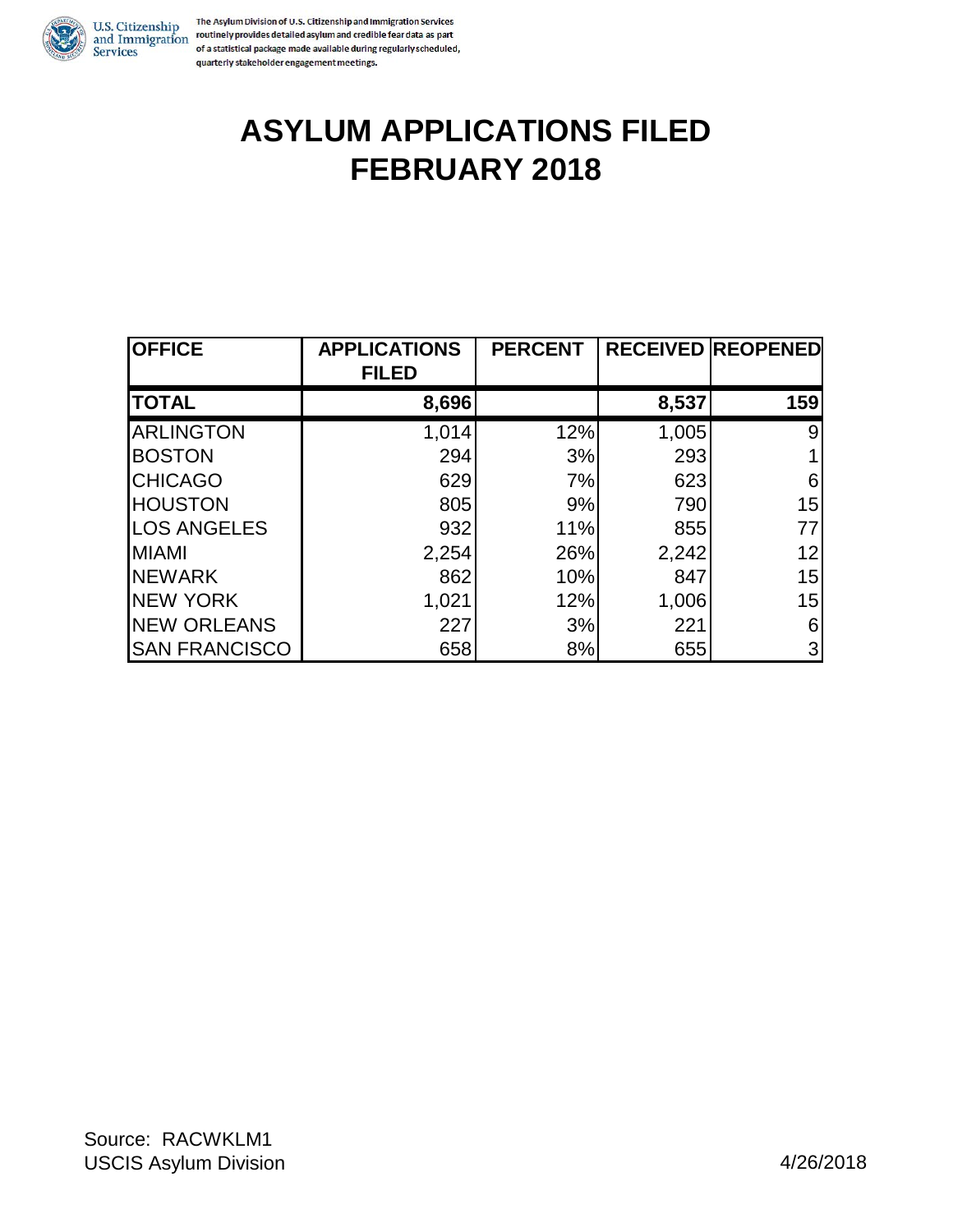U.S. Citizenship and Immigration Services

The Asylum Division of U.S. Citizenship and Immigration Services routinely provides detailed asylum and credible fear data as part of a statistical package made available during regularly scheduled, quarterly stakeholder engagement meetings.

# ASYLUM APPLICATIONS FILED
# FEBRUARY 2018

| OFFICE | APPLICATIONS FILED | PERCENT | RECEIVED | REOPENED |
|---|---|---|---|---|
| **TOTAL** | **8,696** | | **8,537** | **159** |
| ARLINGTON | 1,014 | 12% | 1,005 | 9 |
| BOSTON | 294 | 3% | 293 | 1 |
| CHICAGO | 629 | 7% | 623 | 6 |
| HOUSTON | 805 | 9% | 790 | 15 |
| LOS ANGELES | 932 | 11% | 855 | 77 |
| MIAMI | 2,254 | 26% | 2,242 | 12 |
| NEWARK | 862 | 10% | 847 | 15 |
| NEW YORK | 1,021 | 12% | 1,006 | 15 |
| NEW ORLEANS | 227 | 3% | 221 | 6 |
| SAN FRANCISCO | 658 | 8% | 655 | 3 |

Source: RACWKLM1
USCIS Asylum Division

4/26/2018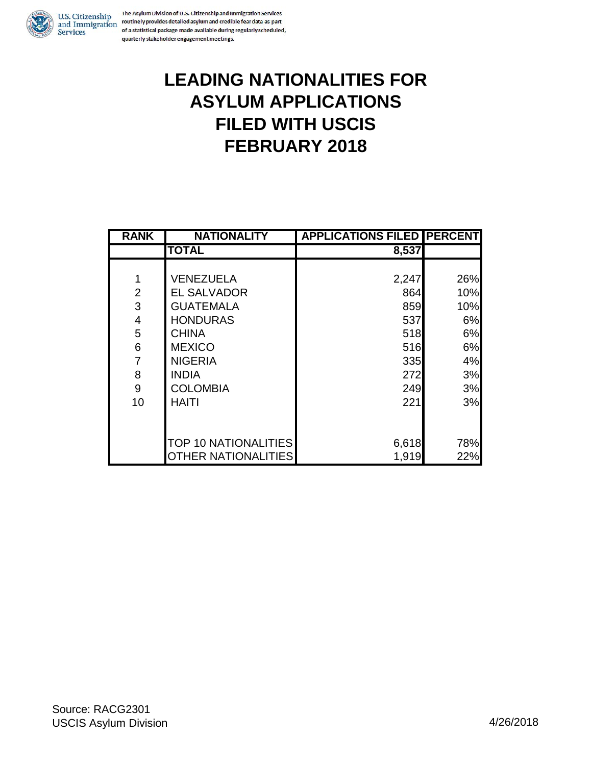U.S. Citizenship and Immigration Services

The Asylum Division of U.S. Citizenship and Immigration Services routinely provides detailed asylum and credible fear data as part of a statistical package made available during regularly scheduled, quarterly stakeholder engagement meetings.

# LEADING NATIONALITIES FOR ASYLUM APPLICATIONS FILED WITH USCIS FEBRUARY 2018

| RANK | NATIONALITY | APPLICATIONS FILED | PERCENT |
|---|---|---|---|
| | **TOTAL** | **8,537** | |
| 1 | VENEZUELA | 2,247 | 26% |
| 2 | EL SALVADOR | 864 | 10% |
| 3 | GUATEMALA | 859 | 10% |
| 4 | HONDURAS | 537 | 6% |
| 5 | CHINA | 518 | 6% |
| 6 | MEXICO | 516 | 6% |
| 7 | NIGERIA | 335 | 4% |
| 8 | INDIA | 272 | 3% |
| 9 | COLOMBIA | 249 | 3% |
| 10 | HAITI | 221 | 3% |
| | TOP 10 NATIONALITIES | 6,618 | 78% |
| | OTHER NATIONALITIES | 1,919 | 22% |

Source: RACG2301
USCIS Asylum Division

4/26/2018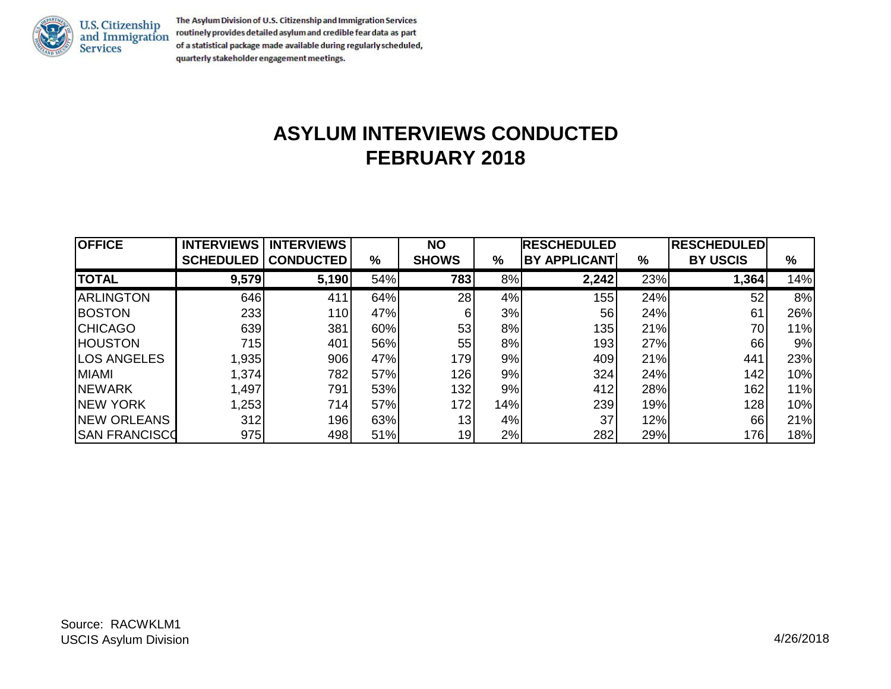U.S. Citizenship and Immigration Services

The Asylum Division of U.S. Citizenship and Immigration Services routinely provides detailed asylum and credible fear data as part of a statistical package made available during regularly scheduled, quarterly stakeholder engagement meetings.

# ASYLUM INTERVIEWS CONDUCTED
# FEBRUARY 2018

| OFFICE | INTERVIEWS SCHEDULED | INTERVIEWS CONDUCTED | % | NO SHOWS | % | RESCHEDULED BY APPLICANT | % | RESCHEDULED BY USCIS | % |
|---|---|---|---|---|---|---|---|---|---|
| **TOTAL** | **9,579** | **5,190** | 54% | **783** | 8% | **2,242** | 23% | **1,364** | 14% |
| ARLINGTON | 646 | 411 | 64% | 28 | 4% | 155 | 24% | 52 | 8% |
| BOSTON | 233 | 110 | 47% | 6 | 3% | 56 | 24% | 61 | 26% |
| CHICAGO | 639 | 381 | 60% | 53 | 8% | 135 | 21% | 70 | 11% |
| HOUSTON | 715 | 401 | 56% | 55 | 8% | 193 | 27% | 66 | 9% |
| LOS ANGELES | 1,935 | 906 | 47% | 179 | 9% | 409 | 21% | 441 | 23% |
| MIAMI | 1,374 | 782 | 57% | 126 | 9% | 324 | 24% | 142 | 10% |
| NEWARK | 1,497 | 791 | 53% | 132 | 9% | 412 | 28% | 162 | 11% |
| NEW YORK | 1,253 | 714 | 57% | 172 | 14% | 239 | 19% | 128 | 10% |
| NEW ORLEANS | 312 | 196 | 63% | 13 | 4% | 37 | 12% | 66 | 21% |
| SAN FRANCISCO | 975 | 498 | 51% | 19 | 2% | 282 | 29% | 176 | 18% |

Source: RACWKLM1
USCIS Asylum Division

4/26/2018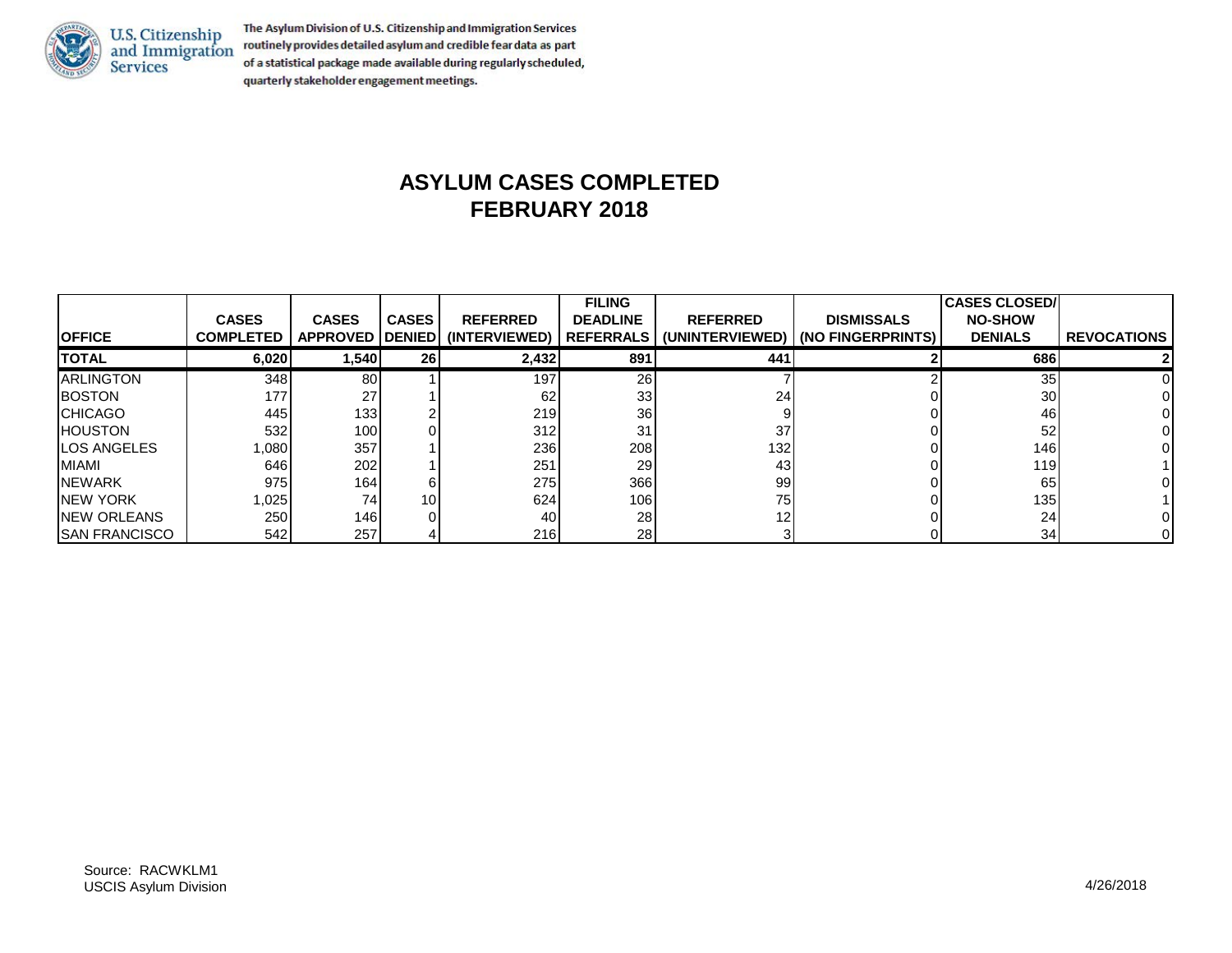The Asylum Division of U.S. Citizenship and Immigration Services routinely provides detailed asylum and credible fear data as part of a statistical package made available during regularly scheduled, quarterly stakeholder engagement meetings.

# ASYLUM CASES COMPLETED
# FEBRUARY 2018

| OFFICE | CASES COMPLETED | CASES APPROVED | CASES DENIED | REFERRED (INTERVIEWED) | FILING DEADLINE REFERRALS | REFERRED (UNINTERVIEWED) | DISMISSALS (NO FINGERPRINTS) | CASES CLOSED/ NO-SHOW DENIALS | REVOCATIONS |
|---|---|---|---|---|---|---|---|---|---|
| **TOTAL** | **6,020** | **1,540** | **26** | **2,432** | **891** | **441** | **2** | **686** | **2** |
| ARLINGTON | 348 | 80 | 1 | 197 | 26 | 7 | 2 | 35 | 0 |
| BOSTON | 177 | 27 | 1 | 62 | 33 | 24 | 0 | 30 | 0 |
| CHICAGO | 445 | 133 | 2 | 219 | 36 | 9 | 0 | 46 | 0 |
| HOUSTON | 532 | 100 | 0 | 312 | 31 | 37 | 0 | 52 | 0 |
| LOS ANGELES | 1,080 | 357 | 1 | 236 | 208 | 132 | 0 | 146 | 0 |
| MIAMI | 646 | 202 | 1 | 251 | 29 | 43 | 0 | 119 | 1 |
| NEWARK | 975 | 164 | 6 | 275 | 366 | 99 | 0 | 65 | 0 |
| NEW YORK | 1,025 | 74 | 10 | 624 | 106 | 75 | 0 | 135 | 1 |
| NEW ORLEANS | 250 | 146 | 0 | 40 | 28 | 12 | 0 | 24 | 0 |
| SAN FRANCISCO | 542 | 257 | 4 | 216 | 28 | 3 | 0 | 34 | 0 |

Source: RACWKLM1
USCIS Asylum Division

4/26/2018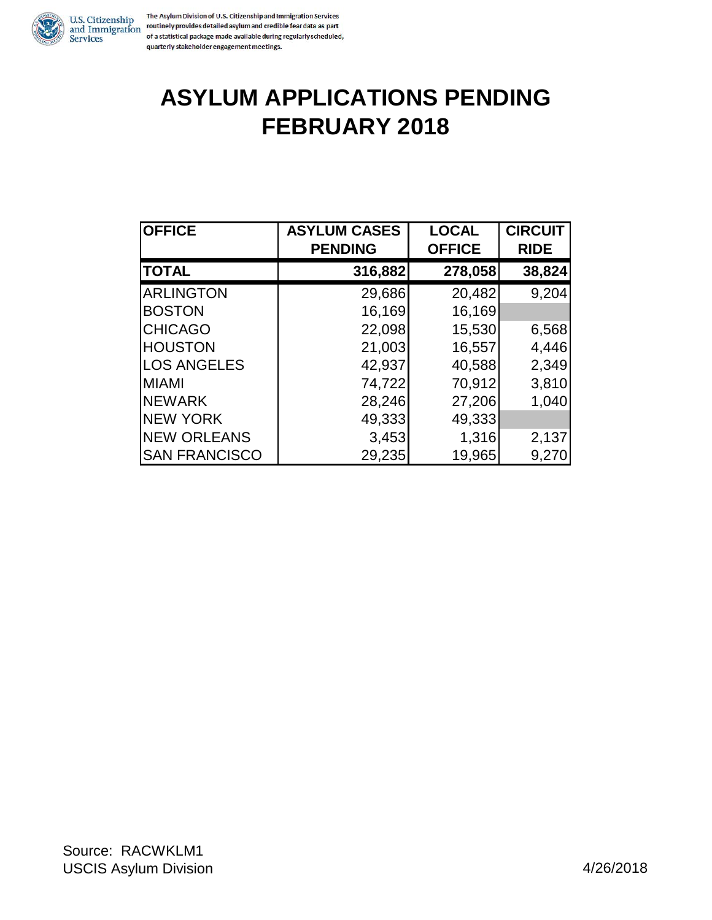The Asylum Division of U.S. Citizenship and Immigration Services routinely provides detailed asylum and credible fear data as part of a statistical package made available during regularly scheduled, quarterly stakeholder engagement meetings.

# ASYLUM APPLICATIONS PENDING FEBRUARY 2018

| OFFICE | ASYLUM CASES PENDING | LOCAL OFFICE | CIRCUIT RIDE |
|---|---|---|---|
| **TOTAL** | **316,882** | **278,058** | **38,824** |
| ARLINGTON | 29,686 | 20,482 | 9,204 |
| BOSTON | 16,169 | 16,169 | |
| CHICAGO | 22,098 | 15,530 | 6,568 |
| HOUSTON | 21,003 | 16,557 | 4,446 |
| LOS ANGELES | 42,937 | 40,588 | 2,349 |
| MIAMI | 74,722 | 70,912 | 3,810 |
| NEWARK | 28,246 | 27,206 | 1,040 |
| NEW YORK | 49,333 | 49,333 | |
| NEW ORLEANS | 3,453 | 1,316 | 2,137 |
| SAN FRANCISCO | 29,235 | 19,965 | 9,270 |

Source: RACWKLM1
USCIS Asylum Division

4/26/2018